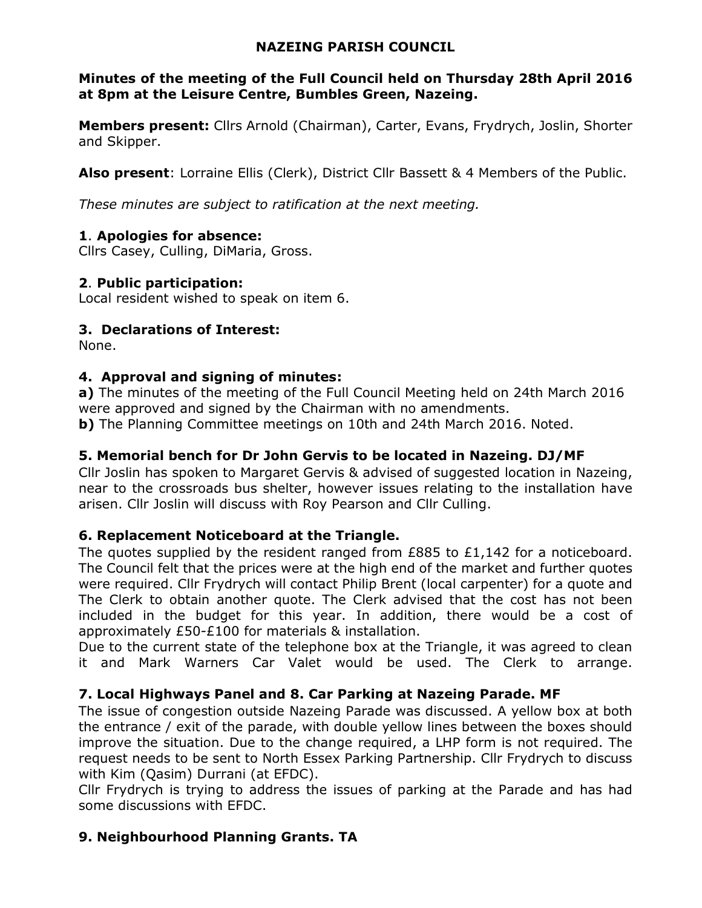# NAZEING PARISH COUNCIL

**Minutes of the meeting of the Full Council held on Thursday 28th April 2016 at 8pm at the Leisure Centre, Bumbles Green, Nazeing.**

**Members present:** Cllrs Arnold (Chairman), Carter, Evans, Frydrych, Joslin, Shorter and Skipper.

**Also present**: Lorraine Ellis (Clerk), District Cllr Bassett & 4 Members of the Public.

*These minutes are subject to ratification at the next meeting.*

## 1. Apologies for absence:

Cllrs Casey, Culling, DiMaria, Gross.

## 2. Public participation:

Local resident wished to speak on item 6.

## 3. Declarations of Interest:

None.

## 4. Approval and signing of minutes:

**a)** The minutes of the meeting of the Full Council Meeting held on 24th March 2016 were approved and signed by the Chairman with no amendments.

**b)** The Planning Committee meetings on 10th and 24th March 2016. Noted.

## 5. Memorial bench for Dr John Gervis to be located in Nazeing. DJ/MF

Cllr Joslin has spoken to Margaret Gervis & advised of suggested location in Nazeing, near to the crossroads bus shelter, however issues relating to the installation have arisen. Cllr Joslin will discuss with Roy Pearson and Cllr Culling.

## 6. Replacement Noticeboard at the Triangle.

The quotes supplied by the resident ranged from £885 to £1,142 for a noticeboard. The Council felt that the prices were at the high end of the market and further quotes were required. Cllr Frydrych will contact Philip Brent (local carpenter) for a quote and The Clerk to obtain another quote. The Clerk advised that the cost has not been included in the budget for this year. In addition, there would be a cost of approximately £50-£100 for materials & installation.

Due to the current state of the telephone box at the Triangle, it was agreed to clean it and Mark Warners Car Valet would be used. The Clerk to arrange.

## 7. Local Highways Panel and 8. Car Parking at Nazeing Parade. MF

The issue of congestion outside Nazeing Parade was discussed. A yellow box at both the entrance / exit of the parade, with double yellow lines between the boxes should improve the situation. Due to the change required, a LHP form is not required. The request needs to be sent to North Essex Parking Partnership. Cllr Frydrych to discuss with Kim (Qasim) Durrani (at EFDC).

Cllr Frydrych is trying to address the issues of parking at the Parade and has had some discussions with EFDC.

## 9. Neighbourhood Planning Grants. TA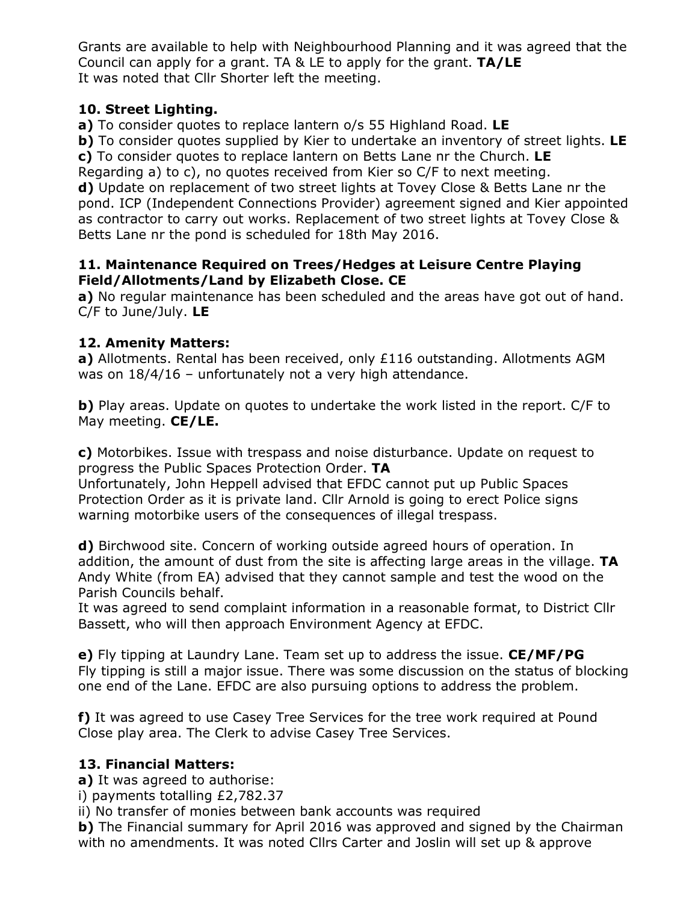Grants are available to help with Neighbourhood Planning and it was agreed that the Council can apply for a grant. TA & LE to apply for the grant. **TA/LE**
It was noted that Cllr Shorter left the meeting.

**10. Street Lighting.**

**a)** To consider quotes to replace lantern o/s 55 Highland Road. **LE**
**b)** To consider quotes supplied by Kier to undertake an inventory of street lights. **LE**
**c)** To consider quotes to replace lantern on Betts Lane nr the Church. **LE**
Regarding a) to c), no quotes received from Kier so C/F to next meeting.
**d)** Update on replacement of two street lights at Tovey Close & Betts Lane nr the pond. ICP (Independent Connections Provider) agreement signed and Kier appointed as contractor to carry out works. Replacement of two street lights at Tovey Close & Betts Lane nr the pond is scheduled for 18th May 2016.

**11. Maintenance Required on Trees/Hedges at Leisure Centre Playing Field/Allotments/Land by Elizabeth Close. CE**

**a)** No regular maintenance has been scheduled and the areas have got out of hand. C/F to June/July. **LE**

**12. Amenity Matters:**

**a)** Allotments. Rental has been received, only £116 outstanding. Allotments AGM was on 18/4/16 – unfortunately not a very high attendance.

**b)** Play areas. Update on quotes to undertake the work listed in the report. C/F to May meeting. **CE/LE.**

**c)** Motorbikes. Issue with trespass and noise disturbance. Update on request to progress the Public Spaces Protection Order. **TA**
Unfortunately, John Heppell advised that EFDC cannot put up Public Spaces Protection Order as it is private land. Cllr Arnold is going to erect Police signs warning motorbike users of the consequences of illegal trespass.

**d)** Birchwood site. Concern of working outside agreed hours of operation. In addition, the amount of dust from the site is affecting large areas in the village. **TA**
Andy White (from EA) advised that they cannot sample and test the wood on the Parish Councils behalf.
It was agreed to send complaint information in a reasonable format, to District Cllr Bassett, who will then approach Environment Agency at EFDC.

**e)** Fly tipping at Laundry Lane. Team set up to address the issue. **CE/MF/PG**
Fly tipping is still a major issue. There was some discussion on the status of blocking one end of the Lane. EFDC are also pursuing options to address the problem.

**f)** It was agreed to use Casey Tree Services for the tree work required at Pound Close play area. The Clerk to advise Casey Tree Services.

**13. Financial Matters:**

**a)** It was agreed to authorise:
i) payments totalling £2,782.37
ii) No transfer of monies between bank accounts was required
**b)** The Financial summary for April 2016 was approved and signed by the Chairman with no amendments. It was noted Cllrs Carter and Joslin will set up & approve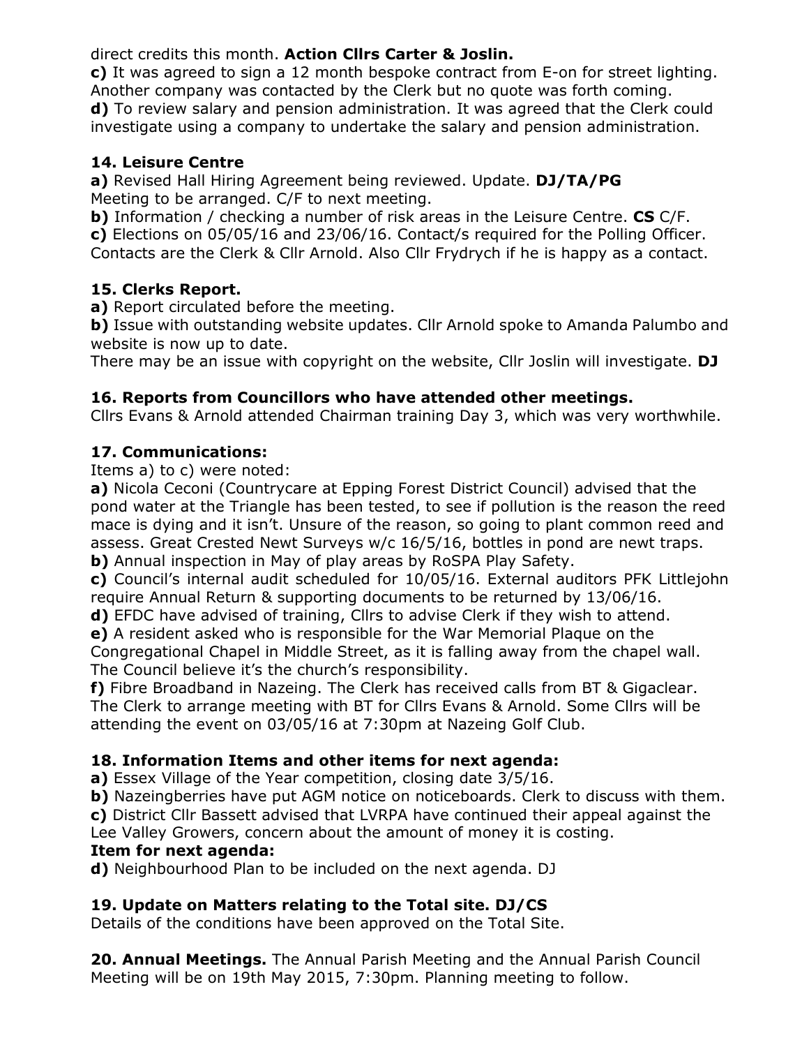direct credits this month. **Action Cllrs Carter & Joslin.**

**c)** It was agreed to sign a 12 month bespoke contract from E-on for street lighting. Another company was contacted by the Clerk but no quote was forth coming.

**d)** To review salary and pension administration. It was agreed that the Clerk could investigate using a company to undertake the salary and pension administration.

### 14. Leisure Centre

**a)** Revised Hall Hiring Agreement being reviewed. Update. **DJ/TA/PG**
Meeting to be arranged. C/F to next meeting.

**b)** Information / checking a number of risk areas in the Leisure Centre. **CS** C/F.

**c)** Elections on 05/05/16 and 23/06/16. Contact/s required for the Polling Officer. Contacts are the Clerk & Cllr Arnold. Also Cllr Frydrych if he is happy as a contact.

### 15. Clerks Report.

**a)** Report circulated before the meeting.

**b)** Issue with outstanding website updates. Cllr Arnold spoke to Amanda Palumbo and website is now up to date.
There may be an issue with copyright on the website, Cllr Joslin will investigate. **DJ**

### 16. Reports from Councillors who have attended other meetings.

Cllrs Evans & Arnold attended Chairman training Day 3, which was very worthwhile.

### 17. Communications:

Items a) to c) were noted:

**a)** Nicola Ceconi (Countrycare at Epping Forest District Council) advised that the pond water at the Triangle has been tested, to see if pollution is the reason the reed mace is dying and it isn't. Unsure of the reason, so going to plant common reed and assess. Great Crested Newt Surveys w/c 16/5/16, bottles in pond are newt traps.

**b)** Annual inspection in May of play areas by RoSPA Play Safety.

**c)** Council's internal audit scheduled for 10/05/16. External auditors PFK Littlejohn require Annual Return & supporting documents to be returned by 13/06/16.

**d)** EFDC have advised of training, Cllrs to advise Clerk if they wish to attend.

**e)** A resident asked who is responsible for the War Memorial Plaque on the Congregational Chapel in Middle Street, as it is falling away from the chapel wall. The Council believe it's the church's responsibility.

**f)** Fibre Broadband in Nazeing. The Clerk has received calls from BT & Gigaclear. The Clerk to arrange meeting with BT for Cllrs Evans & Arnold. Some Cllrs will be attending the event on 03/05/16 at 7:30pm at Nazeing Golf Club.

### 18. Information Items and other items for next agenda:

**a)** Essex Village of the Year competition, closing date 3/5/16.

**b)** Nazeingberries have put AGM notice on noticeboards. Clerk to discuss with them.

**c)** District Cllr Bassett advised that LVRPA have continued their appeal against the Lee Valley Growers, concern about the amount of money it is costing.

**Item for next agenda:**

**d)** Neighbourhood Plan to be included on the next agenda. DJ

### 19. Update on Matters relating to the Total site. DJ/CS

Details of the conditions have been approved on the Total Site.

**20. Annual Meetings.** The Annual Parish Meeting and the Annual Parish Council Meeting will be on 19th May 2015, 7:30pm. Planning meeting to follow.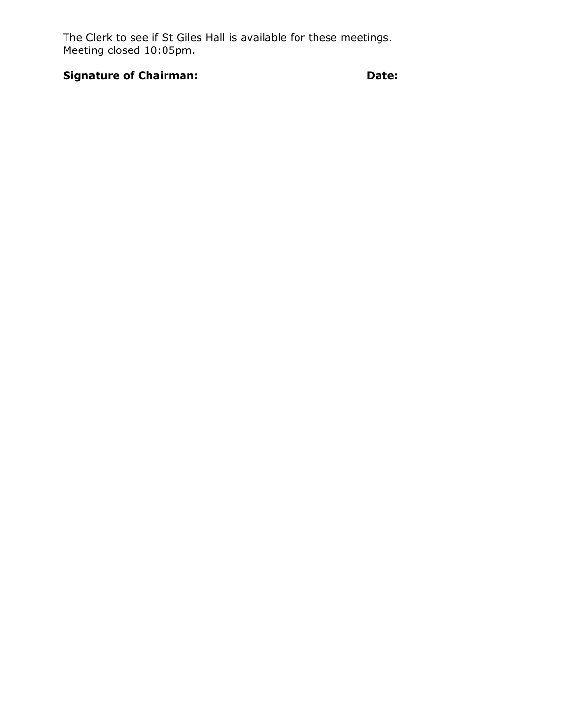The Clerk to see if St Giles Hall is available for these meetings.
Meeting closed 10:05pm.

**Signature of Chairman:** **Date:**